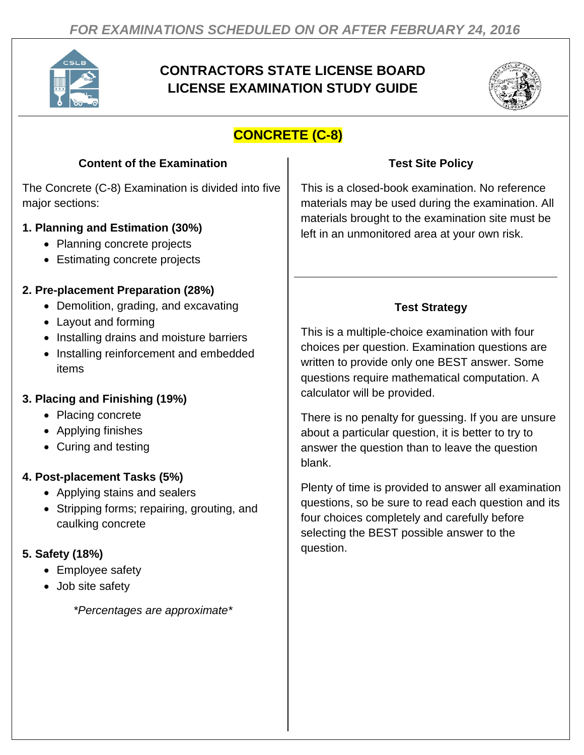*FOR EXAMINATIONS SCHEDULED ON OR AFTER FEBRUARY 24, 2016*

# CONTRACTORS STATE LICENSE BOARD LICENSE EXAMINATION STUDY GUIDE

## CONCRETE (C-8)

### Content of the Examination

The Concrete (C-8) Examination is divided into five major sections:

**1. Planning and Estimation (30%)**

- Planning concrete projects
- Estimating concrete projects

**2. Pre-placement Preparation (28%)**

- Demolition, grading, and excavating
- Layout and forming
- Installing drains and moisture barriers
- Installing reinforcement and embedded items

**3. Placing and Finishing (19%)**

- Placing concrete
- Applying finishes
- Curing and testing

**4. Post-placement Tasks (5%)**

- Applying stains and sealers
- Stripping forms; repairing, grouting, and caulking concrete

**5. Safety (18%)**

- Employee safety
- Job site safety

*\*Percentages are approximate\**

### Test Site Policy

This is a closed-book examination. No reference materials may be used during the examination. All materials brought to the examination site must be left in an unmonitored area at your own risk.

### Test Strategy

This is a multiple-choice examination with four choices per question. Examination questions are written to provide only one BEST answer. Some questions require mathematical computation. A calculator will be provided.

There is no penalty for guessing. If you are unsure about a particular question, it is better to try to answer the question than to leave the question blank.

Plenty of time is provided to answer all examination questions, so be sure to read each question and its four choices completely and carefully before selecting the BEST possible answer to the question.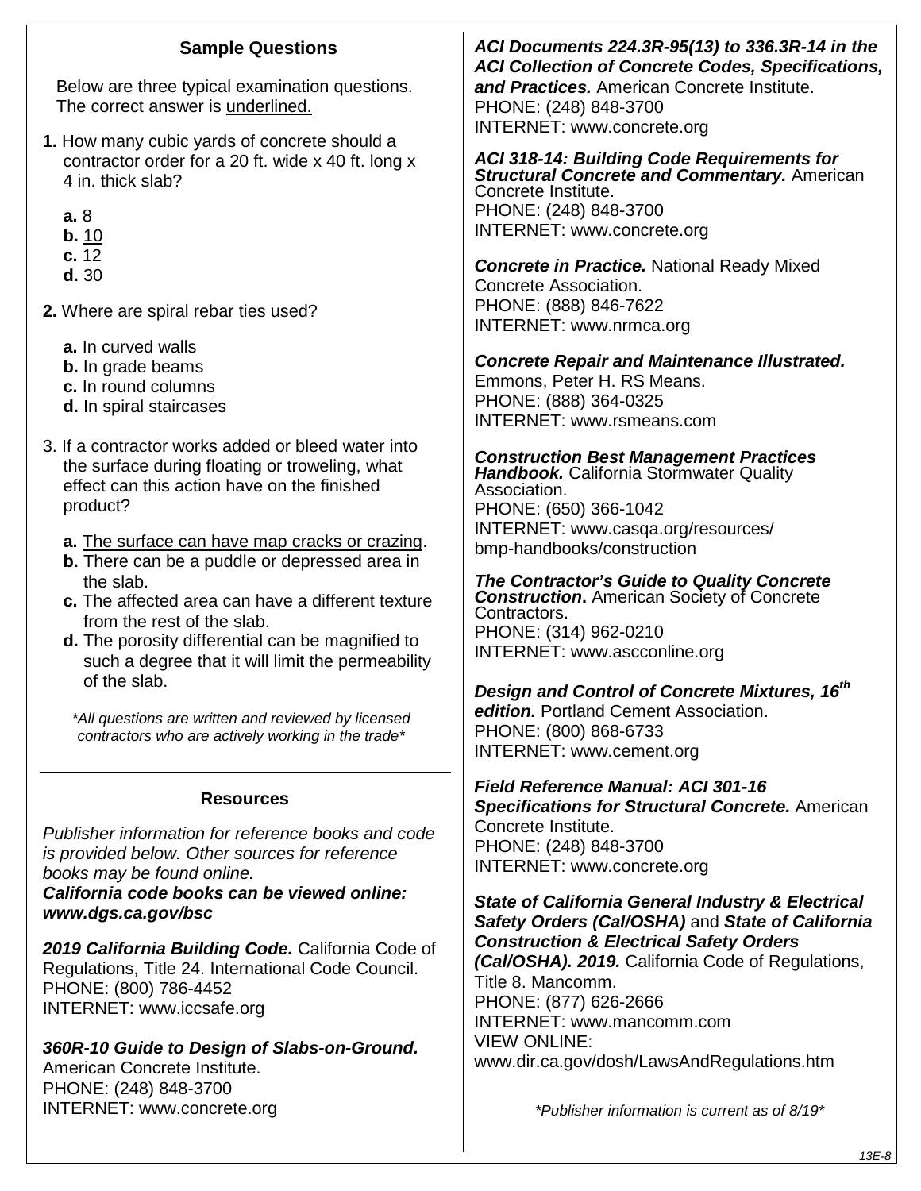## Sample Questions

Below are three typical examination questions. The correct answer is underlined.

**1.** How many cubic yards of concrete should a contractor order for a 20 ft. wide x 40 ft. long x 4 in. thick slab?

**a.** 8
**b.** <u>10</u>
**c.** 12
**d.** 30

**2.** Where are spiral rebar ties used?

**a.** In curved walls
**b.** In grade beams
**c.** <u>In round columns</u>
**d.** In spiral staircases

3. If a contractor works added or bleed water into the surface during floating or troweling, what effect can this action have on the finished product?

**a.** <u>The surface can have map cracks or crazing</u>.
**b.** There can be a puddle or depressed area in the slab.
**c.** The affected area can have a different texture from the rest of the slab.
**d.** The porosity differential can be magnified to such a degree that it will limit the permeability of the slab.

*\*All questions are written and reviewed by licensed contractors who are actively working in the trade\**

## Resources

*Publisher information for reference books and code is provided below. Other sources for reference books may be found online.*
***California code books can be viewed online: www.dgs.ca.gov/bsc***

***2019 California Building Code.*** California Code of Regulations, Title 24. International Code Council.
PHONE: (800) 786-4452
INTERNET: www.iccsafe.org

***360R-10 Guide to Design of Slabs-on-Ground.*** American Concrete Institute.
PHONE: (248) 848-3700
INTERNET: www.concrete.org

***ACI Documents 224.3R-95(13) to 336.3R-14 in the ACI Collection of Concrete Codes, Specifications, and Practices.*** American Concrete Institute.
PHONE: (248) 848-3700
INTERNET: www.concrete.org

***ACI 318-14: Building Code Requirements for Structural Concrete and Commentary.*** American Concrete Institute.
PHONE: (248) 848-3700
INTERNET: www.concrete.org

***Concrete in Practice.*** National Ready Mixed Concrete Association.
PHONE: (888) 846-7622
INTERNET: www.nrmca.org

***Concrete Repair and Maintenance Illustrated.*** Emmons, Peter H. RS Means.
PHONE: (888) 364-0325
INTERNET: www.rsmeans.com

***Construction Best Management Practices Handbook.*** California Stormwater Quality Association.
PHONE: (650) 366-1042
INTERNET: www.casqa.org/resources/bmp-handbooks/construction

***The Contractor's Guide to Quality Concrete Construction*****.** American Society of Concrete Contractors.
PHONE: (314) 962-0210
INTERNET: www.ascconline.org

***Design and Control of Concrete Mixtures, 16th edition.*** Portland Cement Association.
PHONE: (800) 868-6733
INTERNET: www.cement.org

***Field Reference Manual: ACI 301-16 Specifications for Structural Concrete.*** American Concrete Institute.
PHONE: (248) 848-3700
INTERNET: www.concrete.org

***State of California General Industry & Electrical Safety Orders (Cal/OSHA)*** and ***State of California Construction & Electrical Safety Orders (Cal/OSHA). 2019.*** California Code of Regulations, Title 8. Mancomm.
PHONE: (877) 626-2666
INTERNET: www.mancomm.com
VIEW ONLINE: www.dir.ca.gov/dosh/LawsAndRegulations.htm

*\*Publisher information is current as of 8/19\**